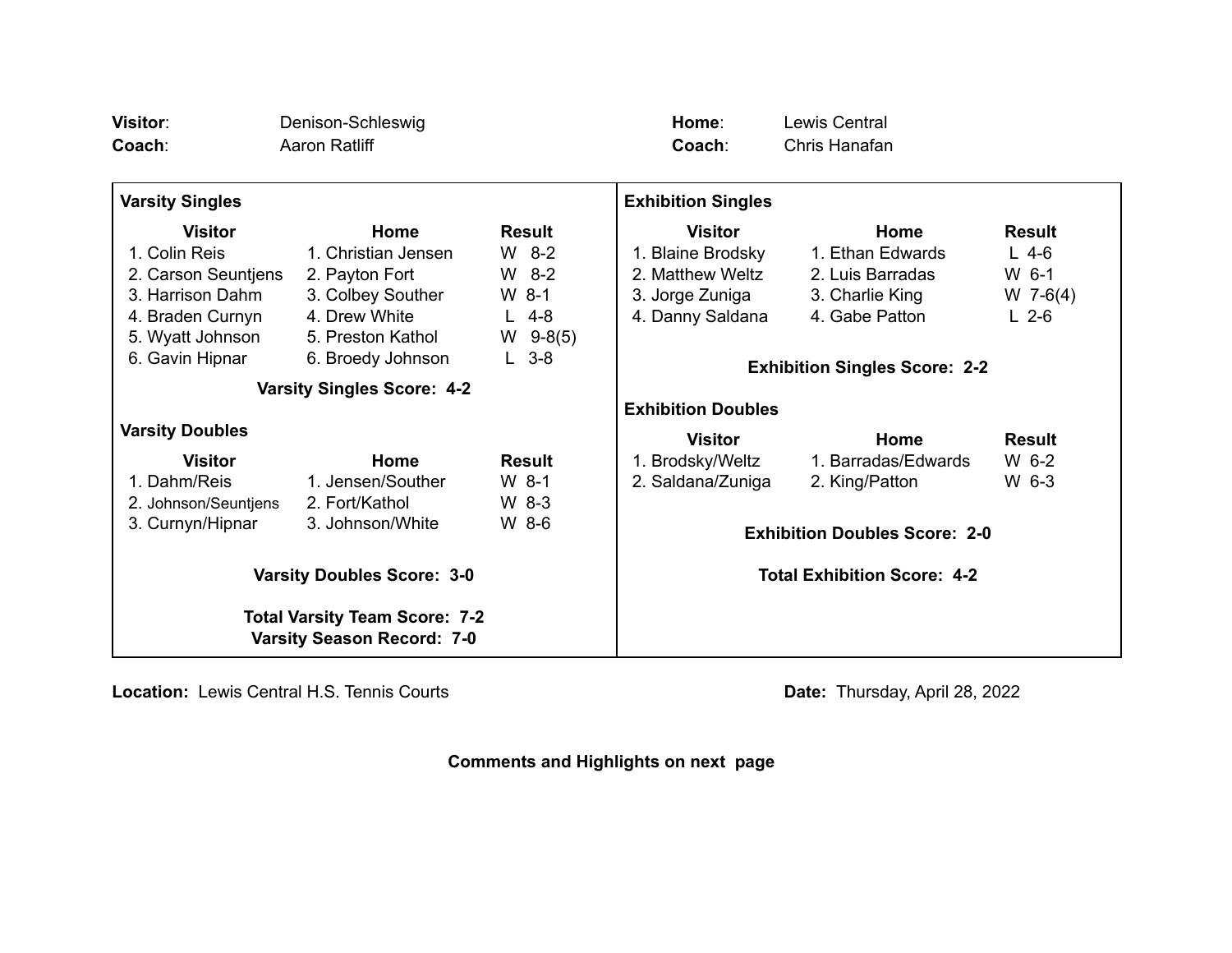**Visitor**: Denison-Schleswig
**Coach**: Aaron Ratliff

**Home**: Lewis Central
**Coach**: Chris Hanafan

### Varsity Singles

| Visitor | Home | Result |
|---|---|---|
| 1. Colin Reis | 1. Christian Jensen | W 8-2 |
| 2. Carson Seuntjens | 2. Payton Fort | W 8-2 |
| 3. Harrison Dahm | 3. Colbey Souther | W 8-1 |
| 4. Braden Curnyn | 4. Drew White | L 4-8 |
| 5. Wyatt Johnson | 5. Preston Kathol | W 9-8(5) |
| 6. Gavin Hipnar | 6. Broedy Johnson | L 3-8 |

**Varsity Singles Score: 4-2**

### Varsity Doubles

| Visitor | Home | Result |
|---|---|---|
| 1. Dahm/Reis | 1. Jensen/Souther | W 8-1 |
| 2. Johnson/Seuntjens | 2. Fort/Kathol | W 8-3 |
| 3. Curnyn/Hipnar | 3. Johnson/White | W 8-6 |

**Varsity Doubles Score: 3-0**

**Total Varsity Team Score: 7-2**
**Varsity Season Record: 7-0**

### Exhibition Singles

| Visitor | Home | Result |
|---|---|---|
| 1. Blaine Brodsky | 1. Ethan Edwards | L 4-6 |
| 2. Matthew Weltz | 2. Luis Barradas | W 6-1 |
| 3. Jorge Zuniga | 3. Charlie King | W 7-6(4) |
| 4. Danny Saldana | 4. Gabe Patton | L 2-6 |

**Exhibition Singles Score: 2-2**

### Exhibition Doubles

| Visitor | Home | Result |
|---|---|---|
| 1. Brodsky/Weltz | 1. Barradas/Edwards | W 6-2 |
| 2. Saldana/Zuniga | 2. King/Patton | W 6-3 |

**Exhibition Doubles Score: 2-0**

**Total Exhibition Score: 4-2**

**Location:** Lewis Central H.S. Tennis Courts

**Date:** Thursday, April 28, 2022

**Comments and Highlights on next page**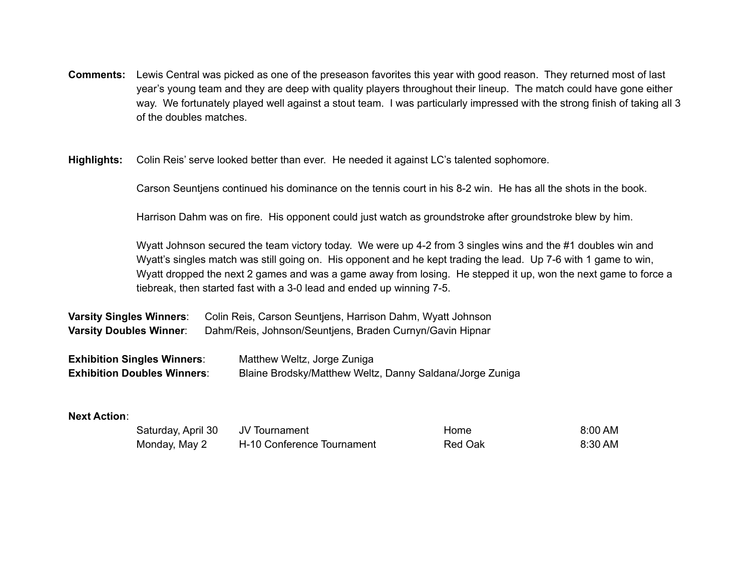**Comments:** Lewis Central was picked as one of the preseason favorites this year with good reason. They returned most of last year's young team and they are deep with quality players throughout their lineup. The match could have gone either way. We fortunately played well against a stout team. I was particularly impressed with the strong finish of taking all 3 of the doubles matches.

**Highlights:** Colin Reis' serve looked better than ever. He needed it against LC's talented sophomore.

Carson Seuntjens continued his dominance on the tennis court in his 8-2 win. He has all the shots in the book.

Harrison Dahm was on fire. His opponent could just watch as groundstroke after groundstroke blew by him.

Wyatt Johnson secured the team victory today. We were up 4-2 from 3 singles wins and the #1 doubles win and Wyatt's singles match was still going on. His opponent and he kept trading the lead. Up 7-6 with 1 game to win, Wyatt dropped the next 2 games and was a game away from losing. He stepped it up, won the next game to force a tiebreak, then started fast with a 3-0 lead and ended up winning 7-5.

**Varsity Singles Winners**: Colin Reis, Carson Seuntjens, Harrison Dahm, Wyatt Johnson
**Varsity Doubles Winner**: Dahm/Reis, Johnson/Seuntjens, Braden Curnyn/Gavin Hipnar

**Exhibition Singles Winners**: Matthew Weltz, Jorge Zuniga
**Exhibition Doubles Winners**: Blaine Brodsky/Matthew Weltz, Danny Saldana/Jorge Zuniga

**Next Action**:

| | | | |
|---|---|---|---|
| Saturday, April 30 | JV Tournament | Home | 8:00 AM |
| Monday, May 2 | H-10 Conference Tournament | Red Oak | 8:30 AM |